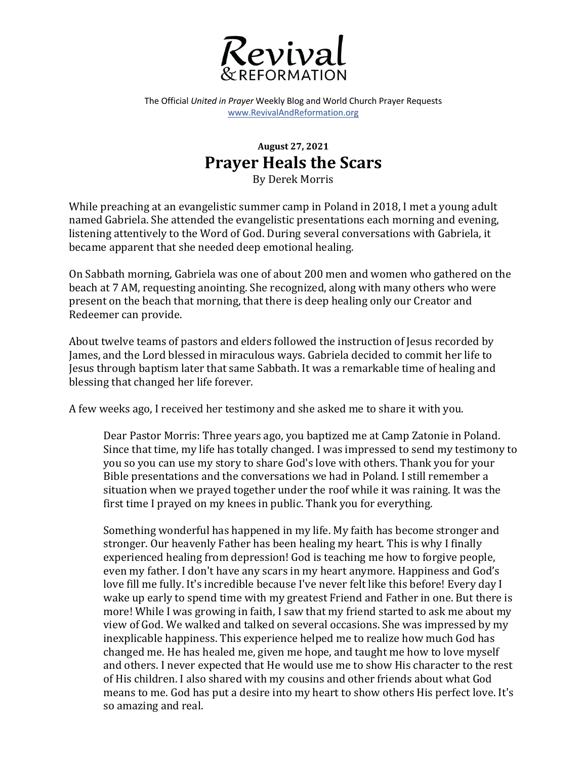# *Revival* & REFORMATION

The Official *United in Prayer* Weekly Blog and World Church Prayer Requests
www.RevivalAndReformation.org

**August 27, 2021**

## Prayer Heals the Scars

By Derek Morris

While preaching at an evangelistic summer camp in Poland in 2018, I met a young adult named Gabriela. She attended the evangelistic presentations each morning and evening, listening attentively to the Word of God. During several conversations with Gabriela, it became apparent that she needed deep emotional healing.

On Sabbath morning, Gabriela was one of about 200 men and women who gathered on the beach at 7 AM, requesting anointing. She recognized, along with many others who were present on the beach that morning, that there is deep healing only our Creator and Redeemer can provide.

About twelve teams of pastors and elders followed the instruction of Jesus recorded by James, and the Lord blessed in miraculous ways. Gabriela decided to commit her life to Jesus through baptism later that same Sabbath. It was a remarkable time of healing and blessing that changed her life forever.

A few weeks ago, I received her testimony and she asked me to share it with you.

> Dear Pastor Morris: Three years ago, you baptized me at Camp Zatonie in Poland. Since that time, my life has totally changed. I was impressed to send my testimony to you so you can use my story to share God's love with others. Thank you for your Bible presentations and the conversations we had in Poland. I still remember a situation when we prayed together under the roof while it was raining. It was the first time I prayed on my knees in public. Thank you for everything.
>
> Something wonderful has happened in my life. My faith has become stronger and stronger. Our heavenly Father has been healing my heart. This is why I finally experienced healing from depression! God is teaching me how to forgive people, even my father. I don't have any scars in my heart anymore. Happiness and God's love fill me fully. It's incredible because I've never felt like this before! Every day I wake up early to spend time with my greatest Friend and Father in one. But there is more! While I was growing in faith, I saw that my friend started to ask me about my view of God. We walked and talked on several occasions. She was impressed by my inexplicable happiness. This experience helped me to realize how much God has changed me. He has healed me, given me hope, and taught me how to love myself and others. I never expected that He would use me to show His character to the rest of His children. I also shared with my cousins and other friends about what God means to me. God has put a desire into my heart to show others His perfect love. It's so amazing and real.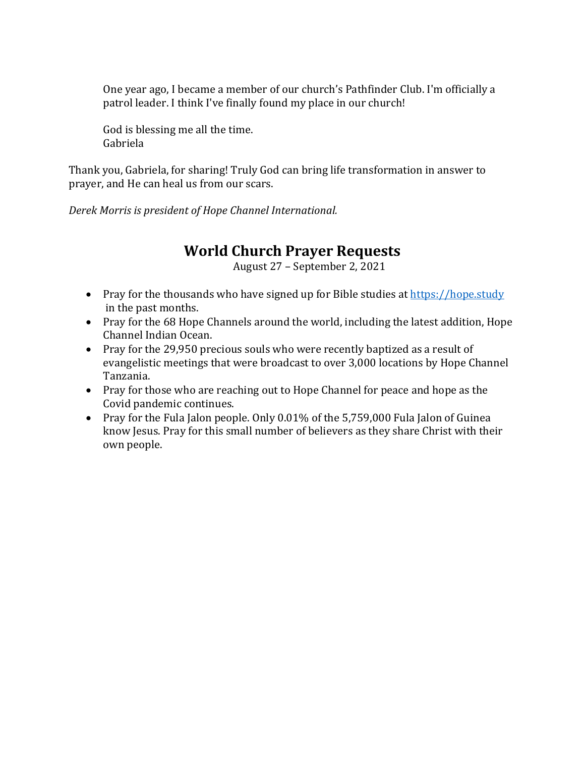One year ago, I became a member of our church's Pathfinder Club. I'm officially a patrol leader. I think I've finally found my place in our church!

God is blessing me all the time.
Gabriela

Thank you, Gabriela, for sharing! Truly God can bring life transformation in answer to prayer, and He can heal us from our scars.

*Derek Morris is president of Hope Channel International.*

## World Church Prayer Requests

August 27 – September 2, 2021

- Pray for the thousands who have signed up for Bible studies at [https://hope.study](https://hope.study) in the past months.
- Pray for the 68 Hope Channels around the world, including the latest addition, Hope Channel Indian Ocean.
- Pray for the 29,950 precious souls who were recently baptized as a result of evangelistic meetings that were broadcast to over 3,000 locations by Hope Channel Tanzania.
- Pray for those who are reaching out to Hope Channel for peace and hope as the Covid pandemic continues.
- Pray for the Fula Jalon people. Only 0.01% of the 5,759,000 Fula Jalon of Guinea know Jesus. Pray for this small number of believers as they share Christ with their own people.